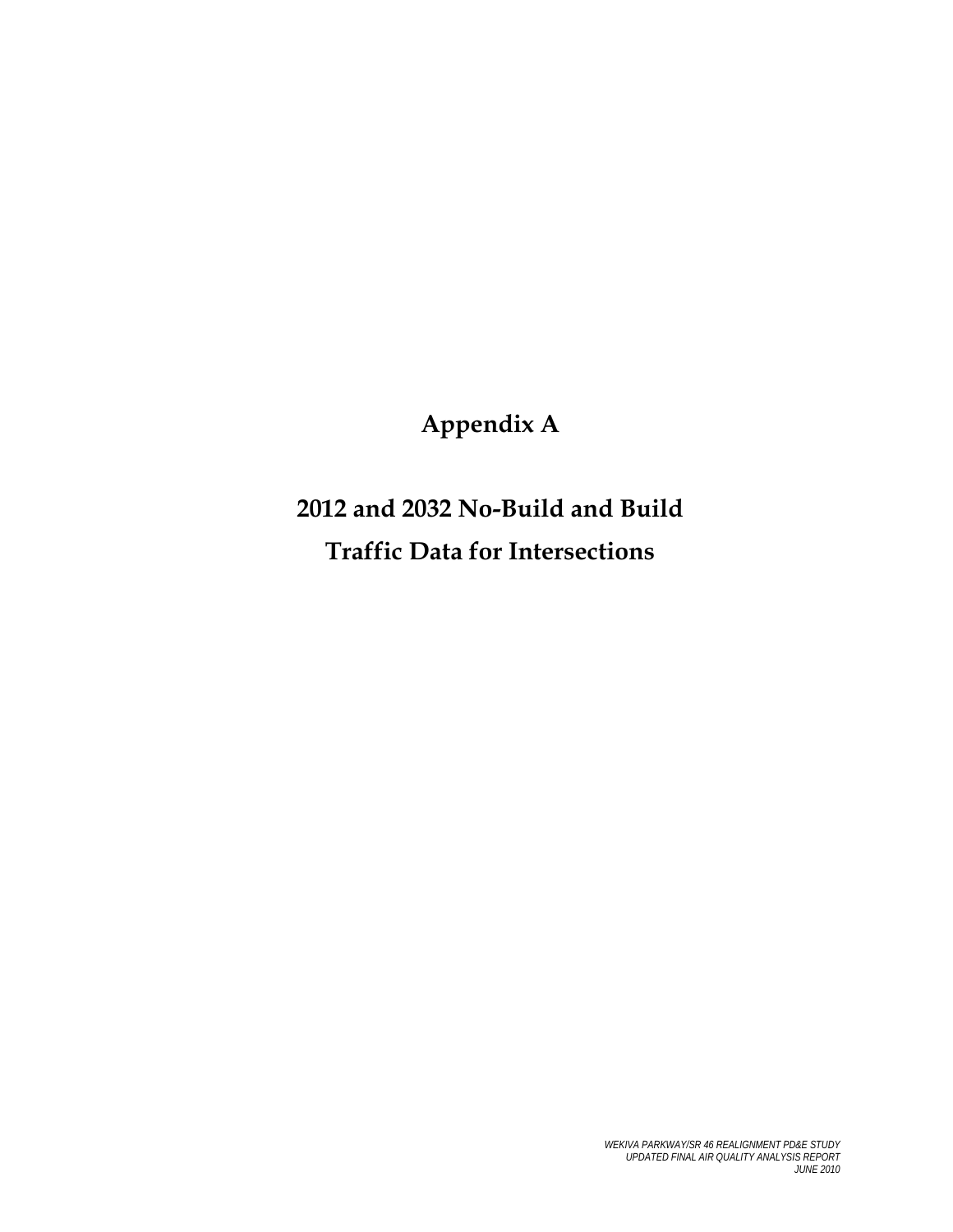# Appendix A

# 2012 and 2032 No-Build and Build Traffic Data for Intersections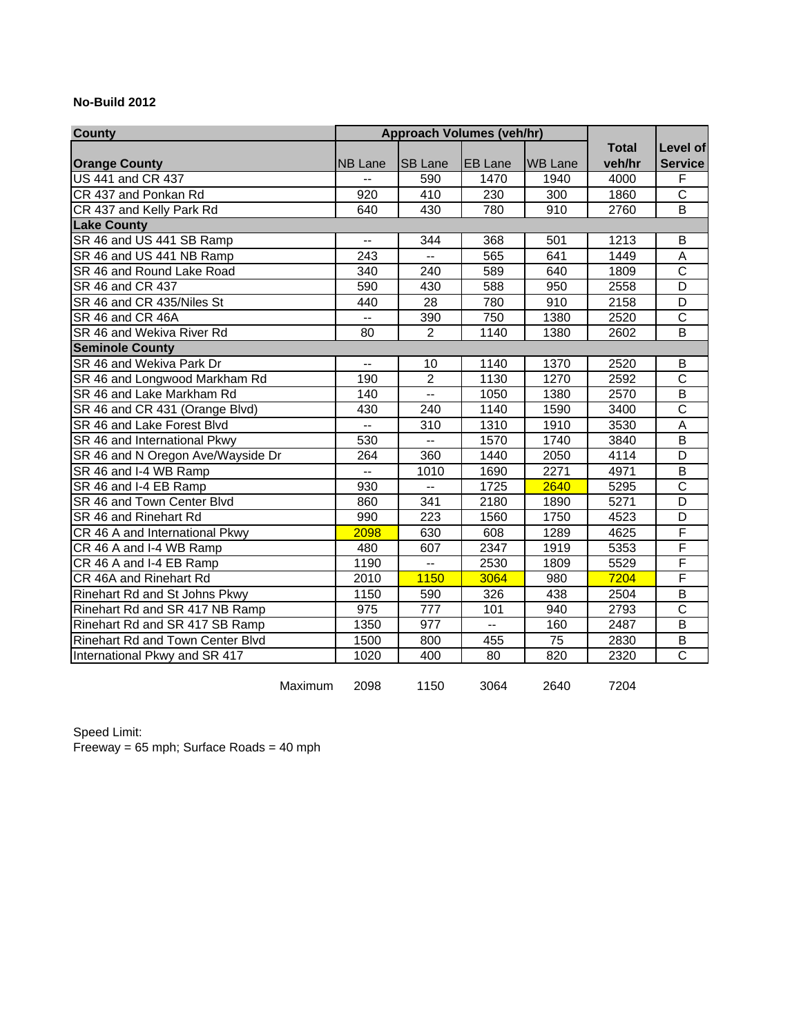**No-Build 2012**

| County | Approach Volumes (veh/hr) | | | | Total veh/hr | Level of Service |
|---|---|---|---|---|---|---|
| **Orange County** | NB Lane | SB Lane | EB Lane | WB Lane | | |
| US 441 and CR 437 | -- | 590 | 1470 | 1940 | 4000 | F |
| CR 437 and Ponkan Rd | 920 | 410 | 230 | 300 | 1860 | C |
| CR 437 and Kelly Park Rd | 640 | 430 | 780 | 910 | 2760 | B |
| **Lake County** | | | | | | |
| SR 46 and US 441 SB Ramp | -- | 344 | 368 | 501 | 1213 | B |
| SR 46 and US 441 NB Ramp | 243 | -- | 565 | 641 | 1449 | A |
| SR 46 and Round Lake Road | 340 | 240 | 589 | 640 | 1809 | C |
| SR 46 and CR 437 | 590 | 430 | 588 | 950 | 2558 | D |
| SR 46 and CR 435/Niles St | 440 | 28 | 780 | 910 | 2158 | D |
| SR 46 and CR 46A | -- | 390 | 750 | 1380 | 2520 | C |
| SR 46 and Wekiva River Rd | 80 | 2 | 1140 | 1380 | 2602 | B |
| **Seminole County** | | | | | | |
| SR 46 and Wekiva Park Dr | -- | 10 | 1140 | 1370 | 2520 | B |
| SR 46 and Longwood Markham Rd | 190 | 2 | 1130 | 1270 | 2592 | C |
| SR 46 and Lake Markham Rd | 140 | -- | 1050 | 1380 | 2570 | B |
| SR 46 and CR 431 (Orange Blvd) | 430 | 240 | 1140 | 1590 | 3400 | C |
| SR 46 and Lake Forest Blvd | -- | 310 | 1310 | 1910 | 3530 | A |
| SR 46 and International Pkwy | 530 | -- | 1570 | 1740 | 3840 | B |
| SR 46 and N Oregon Ave/Wayside Dr | 264 | 360 | 1440 | 2050 | 4114 | D |
| SR 46 and I-4 WB Ramp | -- | 1010 | 1690 | 2271 | 4971 | B |
| SR 46 and I-4 EB Ramp | 930 | -- | 1725 | 2640 | 5295 | C |
| SR 46 and Town Center Blvd | 860 | 341 | 2180 | 1890 | 5271 | D |
| SR 46 and Rinehart Rd | 990 | 223 | 1560 | 1750 | 4523 | D |
| CR 46 A and International Pkwy | 2098 | 630 | 608 | 1289 | 4625 | F |
| CR 46 A and I-4 WB Ramp | 480 | 607 | 2347 | 1919 | 5353 | F |
| CR 46 A and I-4 EB Ramp | 1190 | -- | 2530 | 1809 | 5529 | F |
| CR 46A and Rinehart Rd | 2010 | 1150 | 3064 | 980 | 7204 | F |
| Rinehart Rd and St Johns Pkwy | 1150 | 590 | 326 | 438 | 2504 | B |
| Rinehart Rd and SR 417 NB Ramp | 975 | 777 | 101 | 940 | 2793 | C |
| Rinehart Rd and SR 417 SB Ramp | 1350 | 977 | -- | 160 | 2487 | B |
| Rinehart Rd and Town Center Blvd | 1500 | 800 | 455 | 75 | 2830 | B |
| International Pkwy and SR 417 | 1020 | 400 | 80 | 820 | 2320 | C |
| Maximum | 2098 | 1150 | 3064 | 2640 | 7204 | |

Speed Limit:
Freeway = 65 mph; Surface Roads = 40 mph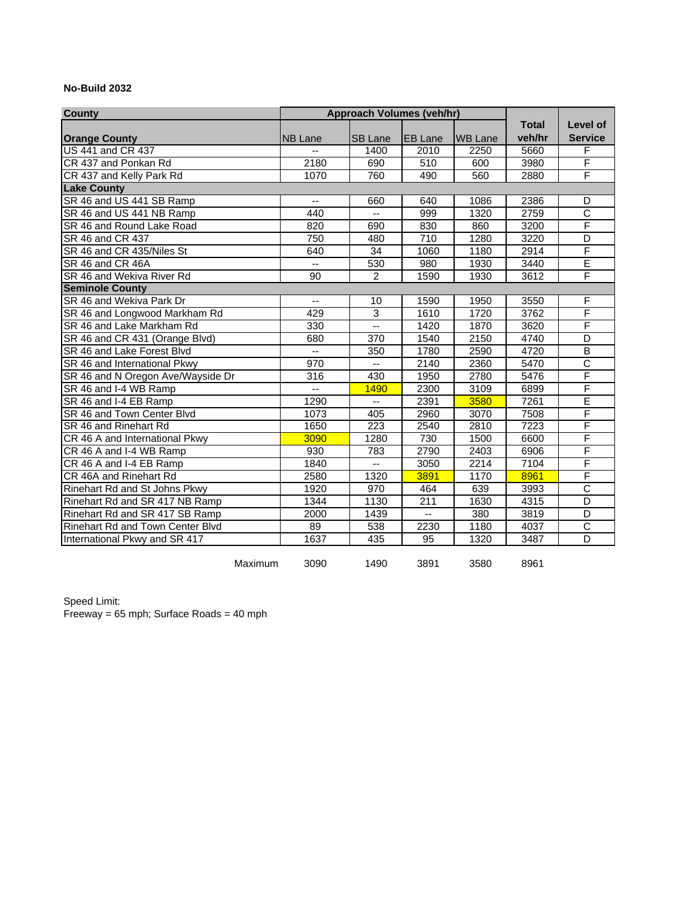**No-Build 2032**

| County | Approach Volumes (veh/hr) | | | | Total | Level of |
|---|---|---|---|---|---|---|
| **Orange County** | NB Lane | SB Lane | EB Lane | WB Lane | veh/hr | Service |
| US 441 and CR 437 | -- | 1400 | 2010 | 2250 | 5660 | F |
| CR 437 and Ponkan Rd | 2180 | 690 | 510 | 600 | 3980 | F |
| CR 437 and Kelly Park Rd | 1070 | 760 | 490 | 560 | 2880 | F |
| **Lake County** | | | | | | |
| SR 46 and US 441 SB Ramp | -- | 660 | 640 | 1086 | 2386 | D |
| SR 46 and US 441 NB Ramp | 440 | -- | 999 | 1320 | 2759 | C |
| SR 46 and Round Lake Road | 820 | 690 | 830 | 860 | 3200 | F |
| SR 46 and CR 437 | 750 | 480 | 710 | 1280 | 3220 | D |
| SR 46 and CR 435/Niles St | 640 | 34 | 1060 | 1180 | 2914 | F |
| SR 46 and CR 46A | -- | 530 | 980 | 1930 | 3440 | E |
| SR 46 and Wekiva River Rd | 90 | 2 | 1590 | 1930 | 3612 | F |
| **Seminole County** | | | | | | |
| SR 46 and Wekiva Park Dr | -- | 10 | 1590 | 1950 | 3550 | F |
| SR 46 and Longwood Markham Rd | 429 | 3 | 1610 | 1720 | 3762 | F |
| SR 46 and Lake Markham Rd | 330 | -- | 1420 | 1870 | 3620 | F |
| SR 46 and CR 431 (Orange Blvd) | 680 | 370 | 1540 | 2150 | 4740 | D |
| SR 46 and Lake Forest Blvd | -- | 350 | 1780 | 2590 | 4720 | B |
| SR 46 and International Pkwy | 970 | -- | 2140 | 2360 | 5470 | C |
| SR 46 and N Oregon Ave/Wayside Dr | 316 | 430 | 1950 | 2780 | 5476 | F |
| SR 46 and I-4 WB Ramp | -- | 1490 | 2300 | 3109 | 6899 | F |
| SR 46 and I-4 EB Ramp | 1290 | -- | 2391 | 3580 | 7261 | E |
| SR 46 and Town Center Blvd | 1073 | 405 | 2960 | 3070 | 7508 | F |
| SR 46 and Rinehart Rd | 1650 | 223 | 2540 | 2810 | 7223 | F |
| CR 46 A and International Pkwy | 3090 | 1280 | 730 | 1500 | 6600 | F |
| CR 46 A and I-4 WB Ramp | 930 | 783 | 2790 | 2403 | 6906 | F |
| CR 46 A and I-4 EB Ramp | 1840 | -- | 3050 | 2214 | 7104 | F |
| CR 46A and Rinehart Rd | 2580 | 1320 | 3891 | 1170 | 8961 | F |
| Rinehart Rd and St Johns Pkwy | 1920 | 970 | 464 | 639 | 3993 | C |
| Rinehart Rd and SR 417 NB Ramp | 1344 | 1130 | 211 | 1630 | 4315 | D |
| Rinehart Rd and SR 417 SB Ramp | 2000 | 1439 | -- | 380 | 3819 | D |
| Rinehart Rd and Town Center Blvd | 89 | 538 | 2230 | 1180 | 4037 | C |
| International Pkwy and SR 417 | 1637 | 435 | 95 | 1320 | 3487 | D |
| Maximum | 3090 | 1490 | 3891 | 3580 | 8961 | |

Speed Limit:
Freeway = 65 mph; Surface Roads = 40 mph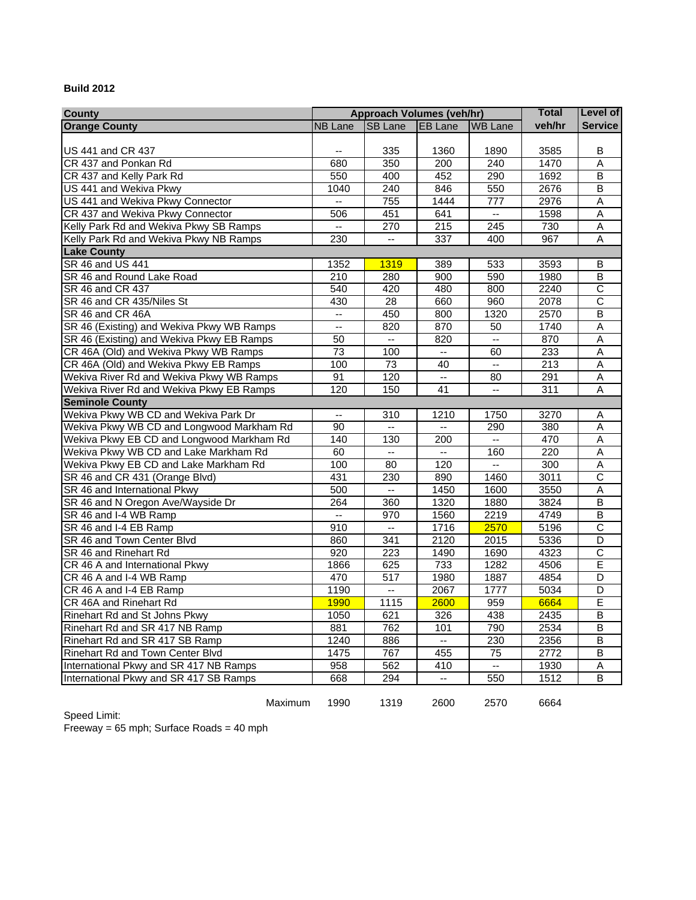**Build 2012**

| County | Approach Volumes (veh/hr) | | | | Total | Level of |
|---|---|---|---|---|---|---|
| **Orange County** | NB Lane | SB Lane | EB Lane | WB Lane | veh/hr | Service |
| US 441 and CR 437 | -- | 335 | 1360 | 1890 | 3585 | B |
| CR 437 and Ponkan Rd | 680 | 350 | 200 | 240 | 1470 | A |
| CR 437 and Kelly Park Rd | 550 | 400 | 452 | 290 | 1692 | B |
| US 441 and Wekiva Pkwy | 1040 | 240 | 846 | 550 | 2676 | B |
| US 441 and Wekiva Pkwy Connector | -- | 755 | 1444 | 777 | 2976 | A |
| CR 437 and Wekiva Pkwy Connector | 506 | 451 | 641 | -- | 1598 | A |
| Kelly Park Rd and Wekiva Pkwy SB Ramps | -- | 270 | 215 | 245 | 730 | A |
| Kelly Park Rd and Wekiva Pkwy NB Ramps | 230 | -- | 337 | 400 | 967 | A |
| **Lake County** | | | | | | |
| SR 46 and US 441 | 1352 | 1319 | 389 | 533 | 3593 | B |
| SR 46 and Round Lake Road | 210 | 280 | 900 | 590 | 1980 | B |
| SR 46 and CR 437 | 540 | 420 | 480 | 800 | 2240 | C |
| SR 46 and CR 435/Niles St | 430 | 28 | 660 | 960 | 2078 | C |
| SR 46 and CR 46A | -- | 450 | 800 | 1320 | 2570 | B |
| SR 46 (Existing) and Wekiva Pkwy WB Ramps | -- | 820 | 870 | 50 | 1740 | A |
| SR 46 (Existing) and Wekiva Pkwy EB Ramps | 50 | -- | 820 | -- | 870 | A |
| CR 46A (Old) and Wekiva Pkwy WB Ramps | 73 | 100 | -- | 60 | 233 | A |
| CR 46A (Old) and Wekiva Pkwy EB Ramps | 100 | 73 | 40 | -- | 213 | A |
| Wekiva River Rd and Wekiva Pkwy WB Ramps | 91 | 120 | -- | 80 | 291 | A |
| Wekiva River Rd and Wekiva Pkwy EB Ramps | 120 | 150 | 41 | -- | 311 | A |
| **Seminole County** | | | | | | |
| Wekiva Pkwy WB CD and Wekiva Park Dr | -- | 310 | 1210 | 1750 | 3270 | A |
| Wekiva Pkwy WB CD and Longwood Markham Rd | 90 | -- | -- | 290 | 380 | A |
| Wekiva Pkwy EB CD and Longwood Markham Rd | 140 | 130 | 200 | -- | 470 | A |
| Wekiva Pkwy WB CD and Lake Markham Rd | 60 | -- | -- | 160 | 220 | A |
| Wekiva Pkwy EB CD and Lake Markham Rd | 100 | 80 | 120 | -- | 300 | A |
| SR 46 and CR 431 (Orange Blvd) | 431 | 230 | 890 | 1460 | 3011 | C |
| SR 46 and International Pkwy | 500 | -- | 1450 | 1600 | 3550 | A |
| SR 46 and N Oregon Ave/Wayside Dr | 264 | 360 | 1320 | 1880 | 3824 | B |
| SR 46 and I-4 WB Ramp | -- | 970 | 1560 | 2219 | 4749 | B |
| SR 46 and I-4 EB Ramp | 910 | -- | 1716 | 2570 | 5196 | C |
| SR 46 and Town Center Blvd | 860 | 341 | 2120 | 2015 | 5336 | D |
| SR 46 and Rinehart Rd | 920 | 223 | 1490 | 1690 | 4323 | C |
| CR 46 A and International Pkwy | 1866 | 625 | 733 | 1282 | 4506 | E |
| CR 46 A and I-4 WB Ramp | 470 | 517 | 1980 | 1887 | 4854 | D |
| CR 46 A and I-4 EB Ramp | 1190 | -- | 2067 | 1777 | 5034 | D |
| CR 46A and Rinehart Rd | 1990 | 1115 | 2600 | 959 | 6664 | E |
| Rinehart Rd and St Johns Pkwy | 1050 | 621 | 326 | 438 | 2435 | B |
| Rinehart Rd and SR 417 NB Ramp | 881 | 762 | 101 | 790 | 2534 | B |
| Rinehart Rd and SR 417 SB Ramp | 1240 | 886 | -- | 230 | 2356 | B |
| Rinehart Rd and Town Center Blvd | 1475 | 767 | 455 | 75 | 2772 | B |
| International Pkwy and SR 417 NB Ramps | 958 | 562 | 410 | -- | 1930 | A |
| International Pkwy and SR 417 SB Ramps | 668 | 294 | -- | 550 | 1512 | B |
| Maximum | 1990 | 1319 | 2600 | 2570 | 6664 | |

Speed Limit:
Freeway = 65 mph; Surface Roads = 40 mph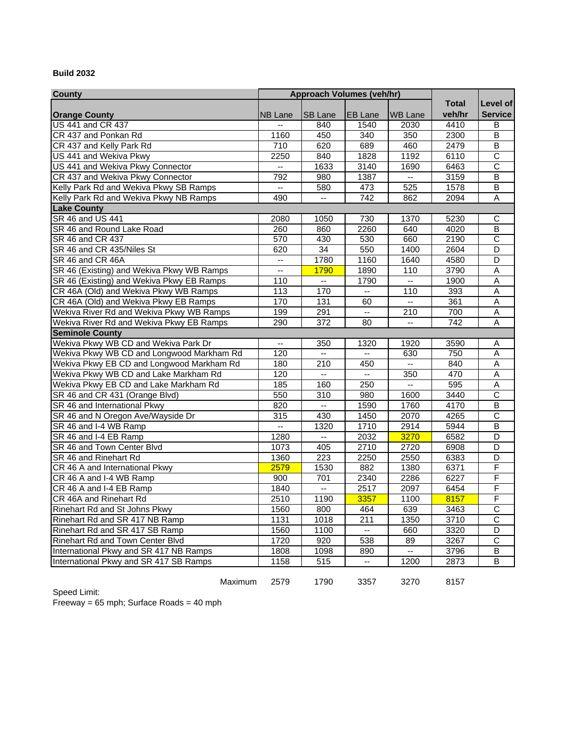**Build 2032**

| County | Approach Volumes (veh/hr) | | | | Total veh/hr | Level of Service |
|---|---|---|---|---|---|---|
| **Orange County** | NB Lane | SB Lane | EB Lane | WB Lane | | |
| US 441 and CR 437 | -- | 840 | 1540 | 2030 | 4410 | B |
| CR 437 and Ponkan Rd | 1160 | 450 | 340 | 350 | 2300 | B |
| CR 437 and Kelly Park Rd | 710 | 620 | 689 | 460 | 2479 | B |
| US 441 and Wekiva Pkwy | 2250 | 840 | 1828 | 1192 | 6110 | C |
| US 441 and Wekiva Pkwy Connector | -- | 1633 | 3140 | 1690 | 6463 | C |
| CR 437 and Wekiva Pkwy Connector | 792 | 980 | 1387 | -- | 3159 | B |
| Kelly Park Rd and Wekiva Pkwy SB Ramps | -- | 580 | 473 | 525 | 1578 | B |
| Kelly Park Rd and Wekiva Pkwy NB Ramps | 490 | -- | 742 | 862 | 2094 | A |
| **Lake County** | | | | | | |
| SR 46 and US 441 | 2080 | 1050 | 730 | 1370 | 5230 | C |
| SR 46 and Round Lake Road | 260 | 860 | 2260 | 640 | 4020 | B |
| SR 46 and CR 437 | 570 | 430 | 530 | 660 | 2190 | C |
| SR 46 and CR 435/Niles St | 620 | 34 | 550 | 1400 | 2604 | D |
| SR 46 and CR 46A | -- | 1780 | 1160 | 1640 | 4580 | D |
| SR 46 (Existing) and Wekiva Pkwy WB Ramps | -- | 1790 | 1890 | 110 | 3790 | A |
| SR 46 (Existing) and Wekiva Pkwy EB Ramps | 110 | -- | 1790 | -- | 1900 | A |
| CR 46A (Old) and Wekiva Pkwy WB Ramps | 113 | 170 | -- | 110 | 393 | A |
| CR 46A (Old) and Wekiva Pkwy EB Ramps | 170 | 131 | 60 | -- | 361 | A |
| Wekiva River Rd and Wekiva Pkwy WB Ramps | 199 | 291 | -- | 210 | 700 | A |
| Wekiva River Rd and Wekiva Pkwy EB Ramps | 290 | 372 | 80 | -- | 742 | A |
| **Seminole County** | | | | | | |
| Wekiva Pkwy WB CD and Wekiva Park Dr | -- | 350 | 1320 | 1920 | 3590 | A |
| Wekiva Pkwy WB CD and Longwood Markham Rd | 120 | -- | -- | 630 | 750 | A |
| Wekiva Pkwy EB CD and Longwood Markham Rd | 180 | 210 | 450 | -- | 840 | A |
| Wekiva Pkwy WB CD and Lake Markham Rd | 120 | -- | -- | 350 | 470 | A |
| Wekiva Pkwy EB CD and Lake Markham Rd | 185 | 160 | 250 | -- | 595 | A |
| SR 46 and CR 431 (Orange Blvd) | 550 | 310 | 980 | 1600 | 3440 | C |
| SR 46 and International Pkwy | 820 | -- | 1590 | 1760 | 4170 | B |
| SR 46 and N Oregon Ave/Wayside Dr | 315 | 430 | 1450 | 2070 | 4265 | C |
| SR 46 and I-4 WB Ramp | -- | 1320 | 1710 | 2914 | 5944 | B |
| SR 46 and I-4 EB Ramp | 1280 | -- | 2032 | 3270 | 6582 | D |
| SR 46 and Town Center Blvd | 1073 | 405 | 2710 | 2720 | 6908 | D |
| SR 46 and Rinehart Rd | 1360 | 223 | 2250 | 2550 | 6383 | D |
| CR 46 A and International Pkwy | 2579 | 1530 | 882 | 1380 | 6371 | F |
| CR 46 A and I-4 WB Ramp | 900 | 701 | 2340 | 2286 | 6227 | F |
| CR 46 A and I-4 EB Ramp | 1840 | -- | 2517 | 2097 | 6454 | F |
| CR 46A and Rinehart Rd | 2510 | 1190 | 3357 | 1100 | 8157 | F |
| Rinehart Rd and St Johns Pkwy | 1560 | 800 | 464 | 639 | 3463 | C |
| Rinehart Rd and SR 417 NB Ramp | 1131 | 1018 | 211 | 1350 | 3710 | C |
| Rinehart Rd and SR 417 SB Ramp | 1560 | 1100 | -- | 660 | 3320 | D |
| Rinehart Rd and Town Center Blvd | 1720 | 920 | 538 | 89 | 3267 | C |
| International Pkwy and SR 417 NB Ramps | 1808 | 1098 | 890 | -- | 3796 | B |
| International Pkwy and SR 417 SB Ramps | 1158 | 515 | -- | 1200 | 2873 | B |
| Maximum | 2579 | 1790 | 3357 | 3270 | 8157 | |

Speed Limit:
Freeway = 65 mph; Surface Roads = 40 mph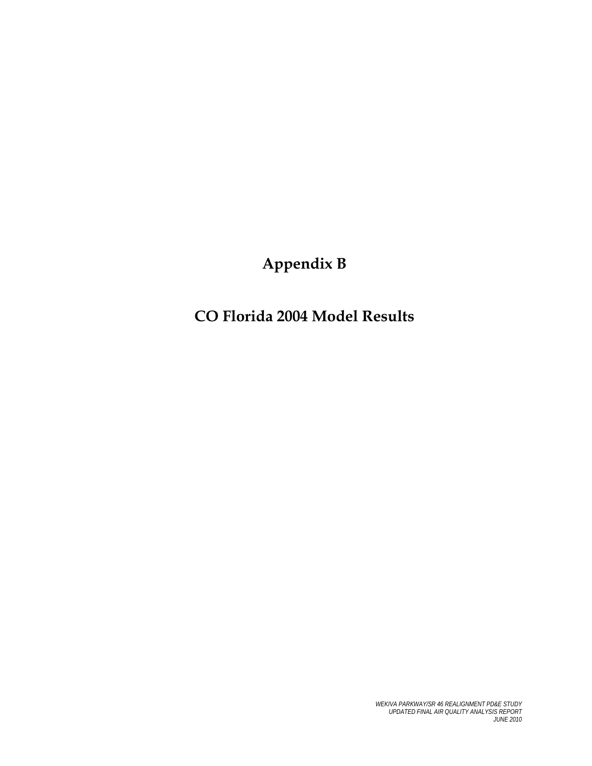# Appendix B

# CO Florida 2004 Model Results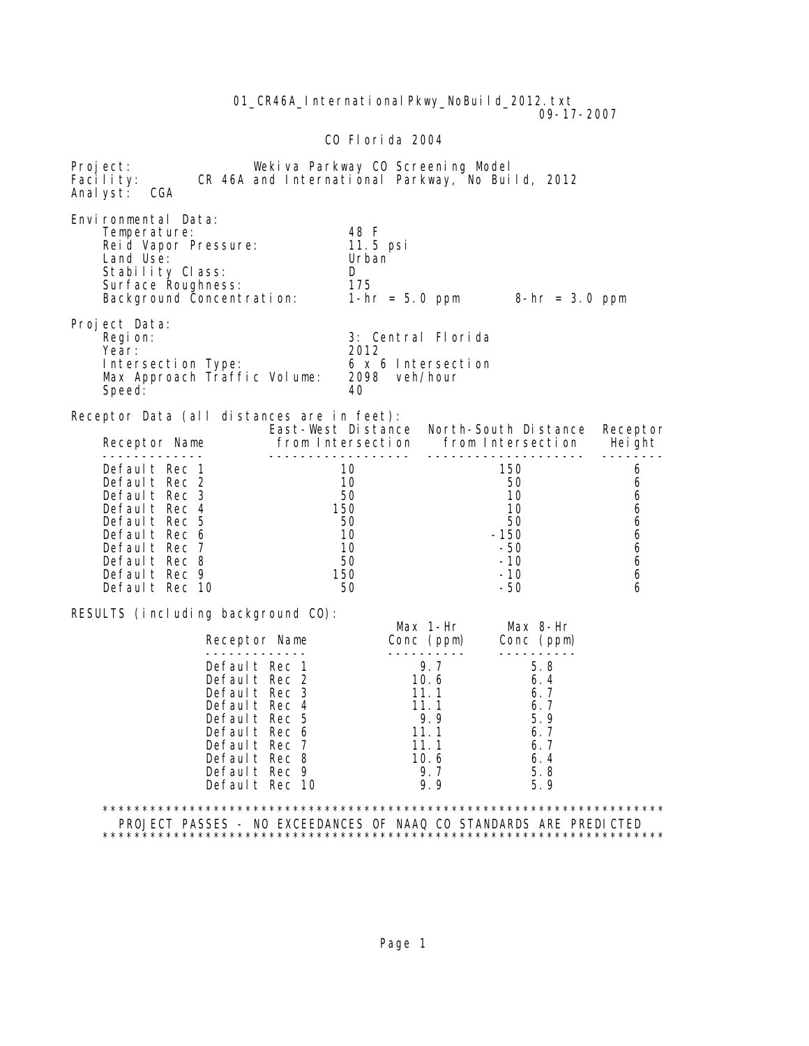01_CR46A_InternationalPkwy_NoBuild_2012.txt
09-17-2007

CO Florida 2004

Project: Wekiva Parkway CO Screening Model
Facility: CR 46A and International Parkway, No Build, 2012
Analyst: CGA

Environmental Data:

| | |
|---|---|
| Temperature: | 48 F |
| Reid Vapor Pressure: | 11.5 psi |
| Land Use: | Urban |
| Stability Class: | D |
| Surface Roughness: | 175 |
| Background Concentration: | 1-hr = 5.0 ppm 8-hr = 3.0 ppm |

Project Data:

| | |
|---|---|
| Region: | 3: Central Florida |
| Year: | 2012 |
| Intersection Type: | 6 x 6 Intersection |
| Max Approach Traffic Volume: | 2098 veh/hour |
| Speed: | 40 |

Receptor Data (all distances are in feet):

| Receptor Name | East-West Distance from Intersection | North-South Distance from Intersection | Receptor Height |
|---|---|---|---|
| Default Rec 1 | 10 | 150 | 6 |
| Default Rec 2 | 10 | 50 | 6 |
| Default Rec 3 | 50 | 10 | 6 |
| Default Rec 4 | 150 | 10 | 6 |
| Default Rec 5 | 50 | 50 | 6 |
| Default Rec 6 | 10 | -150 | 6 |
| Default Rec 7 | 10 | -50 | 6 |
| Default Rec 8 | 50 | -10 | 6 |
| Default Rec 9 | 150 | -10 | 6 |
| Default Rec 10 | 50 | -50 | 6 |

RESULTS (including background CO):

| Receptor Name | Max 1-Hr Conc (ppm) | Max 8-Hr Conc (ppm) |
|---|---|---|
| Default Rec 1 | 9.7 | 5.8 |
| Default Rec 2 | 10.6 | 6.4 |
| Default Rec 3 | 11.1 | 6.7 |
| Default Rec 4 | 11.1 | 6.7 |
| Default Rec 5 | 9.9 | 5.9 |
| Default Rec 6 | 11.1 | 6.7 |
| Default Rec 7 | 11.1 | 6.7 |
| Default Rec 8 | 10.6 | 6.4 |
| Default Rec 9 | 9.7 | 5.8 |
| Default Rec 10 | 9.9 | 5.9 |

```
**********************************************************************
  PROJECT PASSES - NO EXCEEDANCES OF NAAQ CO STANDARDS ARE PREDICTED
**********************************************************************
```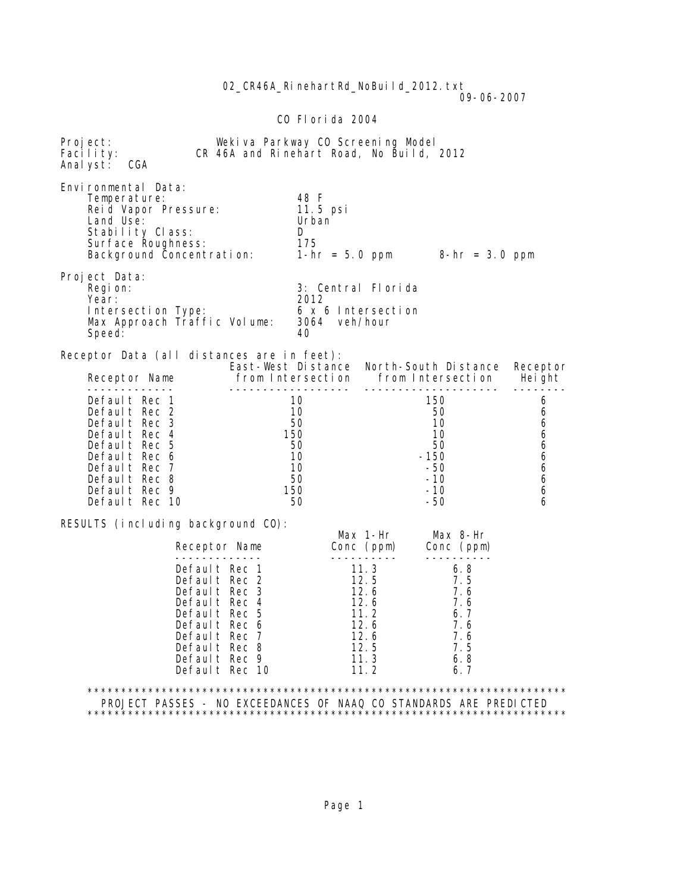02_CR46A_RinehartRd_NoBuild_2012.txt

09-06-2007

CO Florida 2004

Project: Wekiva Parkway CO Screening Model
Facility: CR 46A and Rinehart Road, No Build, 2012
Analyst: CGA

Environmental Data:

| | |
|---|---|
| Temperature: | 48 F |
| Reid Vapor Pressure: | 11.5 psi |
| Land Use: | Urban |
| Stability Class: | D |
| Surface Roughness: | 175 |
| Background Concentration: | 1-hr = 5.0 ppm &nbsp;&nbsp;&nbsp; 8-hr = 3.0 ppm |

Project Data:

| | |
|---|---|
| Region: | 3: Central Florida |
| Year: | 2012 |
| Intersection Type: | 6 x 6 Intersection |
| Max Approach Traffic Volume: | 3064 veh/hour |
| Speed: | 40 |

Receptor Data (all distances are in feet):

| Receptor Name | East-West Distance from Intersection | North-South Distance from Intersection | Receptor Height |
|---|---|---|---|
| Default Rec 1 | 10 | 150 | 6 |
| Default Rec 2 | 10 | 50 | 6 |
| Default Rec 3 | 50 | 10 | 6 |
| Default Rec 4 | 150 | 10 | 6 |
| Default Rec 5 | 50 | 50 | 6 |
| Default Rec 6 | 10 | -150 | 6 |
| Default Rec 7 | 10 | -50 | 6 |
| Default Rec 8 | 50 | -10 | 6 |
| Default Rec 9 | 150 | -10 | 6 |
| Default Rec 10 | 50 | -50 | 6 |

RESULTS (including background CO):

| Receptor Name | Max 1-Hr Conc (ppm) | Max 8-Hr Conc (ppm) |
|---|---|---|
| Default Rec 1 | 11.3 | 6.8 |
| Default Rec 2 | 12.5 | 7.5 |
| Default Rec 3 | 12.6 | 7.6 |
| Default Rec 4 | 12.6 | 7.6 |
| Default Rec 5 | 11.2 | 6.7 |
| Default Rec 6 | 12.6 | 7.6 |
| Default Rec 7 | 12.6 | 7.6 |
| Default Rec 8 | 12.5 | 7.5 |
| Default Rec 9 | 11.3 | 6.8 |
| Default Rec 10 | 11.2 | 6.7 |

*******************************************************************

PROJECT PASSES - NO EXCEEDANCES OF NAAQ CO STANDARDS ARE PREDICTED

*******************************************************************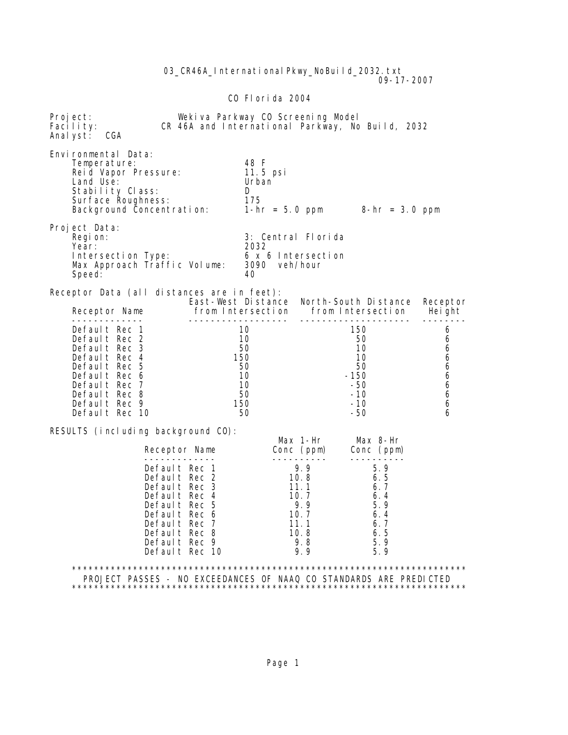03_CR46A_InternationalPkwy_NoBuild_2032.txt
09-17-2007

CO Florida 2004

Project: Wekiva Parkway CO Screening Model
Facility: CR 46A and International Parkway, No Build, 2032
Analyst: CGA

Environmental Data:

| | |
|---|---|
| Temperature: | 48 F |
| Reid Vapor Pressure: | 11.5 psi |
| Land Use: | Urban |
| Stability Class: | D |
| Surface Roughness: | 175 |
| Background Concentration: | 1-hr = 5.0 ppm    8-hr = 3.0 ppm |

Project Data:

| | |
|---|---|
| Region: | 3: Central Florida |
| Year: | 2032 |
| Intersection Type: | 6 x 6 Intersection |
| Max Approach Traffic Volume: | 3090 veh/hour |
| Speed: | 40 |

Receptor Data (all distances are in feet):

| Receptor Name | East-West Distance from Intersection | North-South Distance from Intersection | Receptor Height |
|---|---|---|---|
| Default Rec 1 | 10 | 150 | 6 |
| Default Rec 2 | 10 | 50 | 6 |
| Default Rec 3 | 50 | 10 | 6 |
| Default Rec 4 | 150 | 10 | 6 |
| Default Rec 5 | 50 | 50 | 6 |
| Default Rec 6 | 10 | -150 | 6 |
| Default Rec 7 | 10 | -50 | 6 |
| Default Rec 8 | 50 | -10 | 6 |
| Default Rec 9 | 150 | -10 | 6 |
| Default Rec 10 | 50 | -50 | 6 |

RESULTS (including background CO):

| Receptor Name | Max 1-Hr Conc (ppm) | Max 8-Hr Conc (ppm) |
|---|---|---|
| Default Rec 1 | 9.9 | 5.9 |
| Default Rec 2 | 10.8 | 6.5 |
| Default Rec 3 | 11.1 | 6.7 |
| Default Rec 4 | 10.7 | 6.4 |
| Default Rec 5 | 9.9 | 5.9 |
| Default Rec 6 | 10.7 | 6.4 |
| Default Rec 7 | 11.1 | 6.7 |
| Default Rec 8 | 10.8 | 6.5 |
| Default Rec 9 | 9.8 | 5.9 |
| Default Rec 10 | 9.9 | 5.9 |

```
**************************************************************************
  PROJECT PASSES - NO EXCEEDANCES OF NAAQ CO STANDARDS ARE PREDICTED
**************************************************************************
```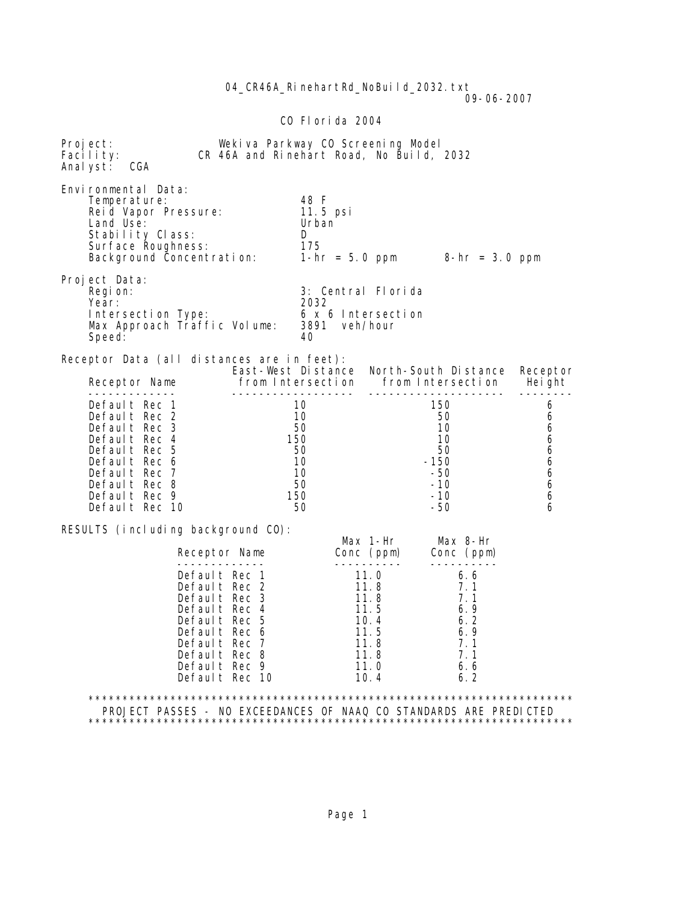04_CR46A_RinehartRd_NoBuild_2032.txt

09-06-2007

CO Florida 2004

Project: Wekiva Parkway CO Screening Model
Facility: CR 46A and Rinehart Road, No Build, 2032
Analyst: CGA

Environmental Data:

| | |
|---|---|
| Temperature: | 48 F |
| Reid Vapor Pressure: | 11.5 psi |
| Land Use: | Urban |
| Stability Class: | D |
| Surface Roughness: | 175 |
| Background Concentration: | 1-hr = 5.0 ppm 8-hr = 3.0 ppm |

Project Data:

| | |
|---|---|
| Region: | 3: Central Florida |
| Year: | 2032 |
| Intersection Type: | 6 x 6 Intersection |
| Max Approach Traffic Volume: | 3891 veh/hour |
| Speed: | 40 |

Receptor Data (all distances are in feet):

| Receptor Name | East-West Distance from Intersection | North-South Distance from Intersection | Receptor Height |
|---|---|---|---|
| Default Rec 1 | 10 | 150 | 6 |
| Default Rec 2 | 10 | 50 | 6 |
| Default Rec 3 | 50 | 10 | 6 |
| Default Rec 4 | 150 | 10 | 6 |
| Default Rec 5 | 50 | 50 | 6 |
| Default Rec 6 | 10 | -150 | 6 |
| Default Rec 7 | 10 | -50 | 6 |
| Default Rec 8 | 50 | -10 | 6 |
| Default Rec 9 | 150 | -10 | 6 |
| Default Rec 10 | 50 | -50 | 6 |

RESULTS (including background CO):

| Receptor Name | Max 1-Hr Conc (ppm) | Max 8-Hr Conc (ppm) |
|---|---|---|
| Default Rec 1 | 11.0 | 6.6 |
| Default Rec 2 | 11.8 | 7.1 |
| Default Rec 3 | 11.8 | 7.1 |
| Default Rec 4 | 11.5 | 6.9 |
| Default Rec 5 | 10.4 | 6.2 |
| Default Rec 6 | 11.5 | 6.9 |
| Default Rec 7 | 11.8 | 7.1 |
| Default Rec 8 | 11.8 | 7.1 |
| Default Rec 9 | 11.0 | 6.6 |
| Default Rec 10 | 10.4 | 6.2 |

**********************************************************************
PROJECT PASSES - NO EXCEEDANCES OF NAAQ CO STANDARDS ARE PREDICTED
**********************************************************************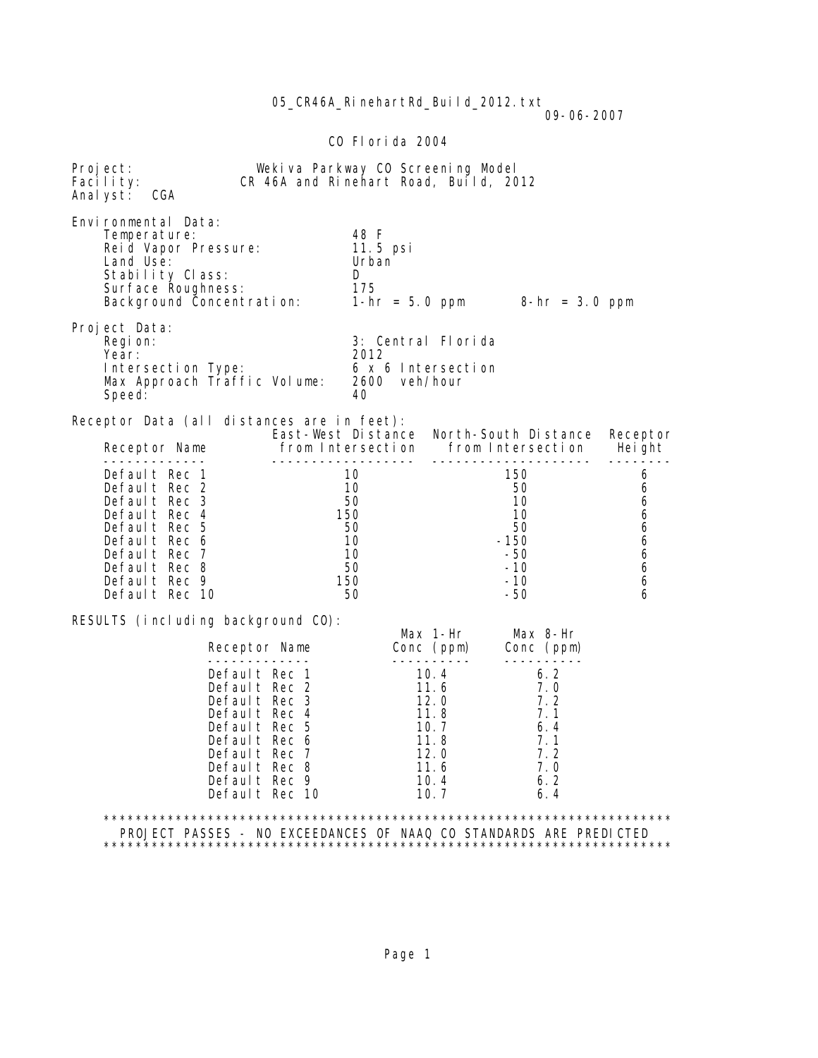05_CR46A_RinehartRd_Build_2012.txt
09-06-2007

CO Florida 2004

Project: Wekiva Parkway CO Screening Model
Facility: CR 46A and Rinehart Road, Build, 2012
Analyst: CGA

Environmental Data:

| | |
|---|---|
| Temperature: | 48 F |
| Reid Vapor Pressure: | 11.5 psi |
| Land Use: | Urban |
| Stability Class: | D |
| Surface Roughness: | 175 |
| Background Concentration: | 1-hr = 5.0 ppm     8-hr = 3.0 ppm |

Project Data:

| | |
|---|---|
| Region: | 3: Central Florida |
| Year: | 2012 |
| Intersection Type: | 6 x 6 Intersection |
| Max Approach Traffic Volume: | 2600 veh/hour |
| Speed: | 40 |

Receptor Data (all distances are in feet):

| Receptor Name | East-West Distance from Intersection | North-South Distance from Intersection | Receptor Height |
|---|---|---|---|
| Default Rec 1 | 10 | 150 | 6 |
| Default Rec 2 | 10 | 50 | 6 |
| Default Rec 3 | 50 | 10 | 6 |
| Default Rec 4 | 150 | 10 | 6 |
| Default Rec 5 | 50 | 50 | 6 |
| Default Rec 6 | 10 | -150 | 6 |
| Default Rec 7 | 10 | -50 | 6 |
| Default Rec 8 | 50 | -10 | 6 |
| Default Rec 9 | 150 | -10 | 6 |
| Default Rec 10 | 50 | -50 | 6 |

RESULTS (including background CO):

| Receptor Name | Max 1-Hr Conc (ppm) | Max 8-Hr Conc (ppm) |
|---|---|---|
| Default Rec 1 | 10.4 | 6.2 |
| Default Rec 2 | 11.6 | 7.0 |
| Default Rec 3 | 12.0 | 7.2 |
| Default Rec 4 | 11.8 | 7.1 |
| Default Rec 5 | 10.7 | 6.4 |
| Default Rec 6 | 11.8 | 7.1 |
| Default Rec 7 | 12.0 | 7.2 |
| Default Rec 8 | 11.6 | 7.0 |
| Default Rec 9 | 10.4 | 6.2 |
| Default Rec 10 | 10.7 | 6.4 |

```
***********************************************************************
  PROJECT PASSES - NO EXCEEDANCES OF NAAQ CO STANDARDS ARE PREDICTED
***********************************************************************
```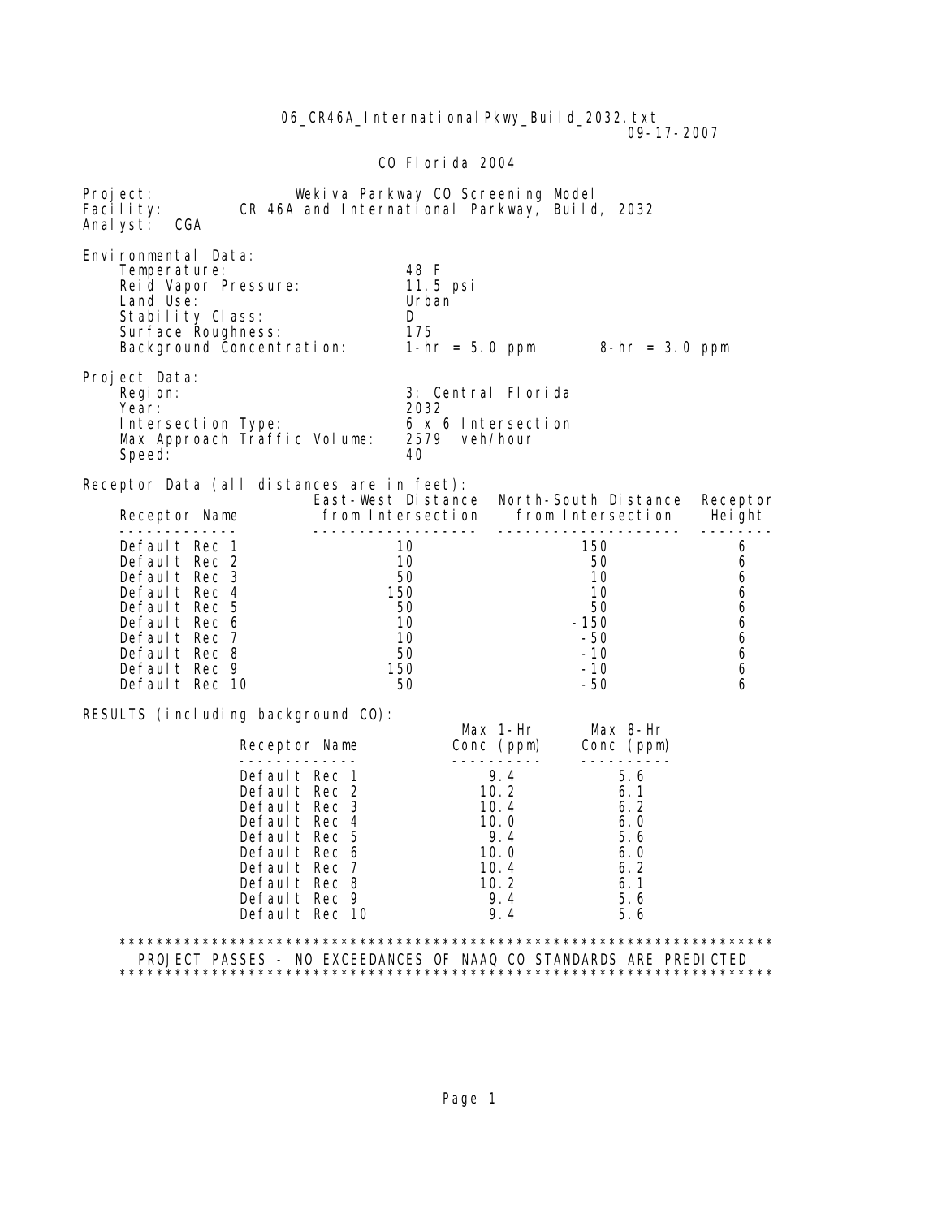06_CR46A_InternationalPkwy_Build_2032.txt
09-17-2007

CO Florida 2004

Project: Wekiva Parkway CO Screening Model
Facility: CR 46A and International Parkway, Build, 2032
Analyst: CGA

Environmental Data:
- Temperature: 48 F
- Reid Vapor Pressure: 11.5 psi
- Land Use: Urban
- Stability Class: D
- Surface Roughness: 175
- Background Concentration: 1-hr = 5.0 ppm 8-hr = 3.0 ppm

Project Data:
- Region: 3: Central Florida
- Year: 2032
- Intersection Type: 6 x 6 Intersection
- Max Approach Traffic Volume: 2579 veh/hour
- Speed: 40

Receptor Data (all distances are in feet):

| Receptor Name | East-West Distance from Intersection | North-South Distance from Intersection | Receptor Height |
|---|---|---|---|
| Default Rec 1 | 10 | 150 | 6 |
| Default Rec 2 | 10 | 50 | 6 |
| Default Rec 3 | 50 | 10 | 6 |
| Default Rec 4 | 150 | 10 | 6 |
| Default Rec 5 | 50 | 50 | 6 |
| Default Rec 6 | 10 | -150 | 6 |
| Default Rec 7 | 10 | -50 | 6 |
| Default Rec 8 | 50 | -10 | 6 |
| Default Rec 9 | 150 | -10 | 6 |
| Default Rec 10 | 50 | -50 | 6 |

RESULTS (including background CO):

| Receptor Name | Max 1-Hr Conc (ppm) | Max 8-Hr Conc (ppm) |
|---|---|---|
| Default Rec 1 | 9.4 | 5.6 |
| Default Rec 2 | 10.2 | 6.1 |
| Default Rec 3 | 10.4 | 6.2 |
| Default Rec 4 | 10.0 | 6.0 |
| Default Rec 5 | 9.4 | 5.6 |
| Default Rec 6 | 10.0 | 6.0 |
| Default Rec 7 | 10.4 | 6.2 |
| Default Rec 8 | 10.2 | 6.1 |
| Default Rec 9 | 9.4 | 5.6 |
| Default Rec 10 | 9.4 | 5.6 |

*************************************************************************
PROJECT PASSES - NO EXCEEDANCES OF NAAQ CO STANDARDS ARE PREDICTED
*************************************************************************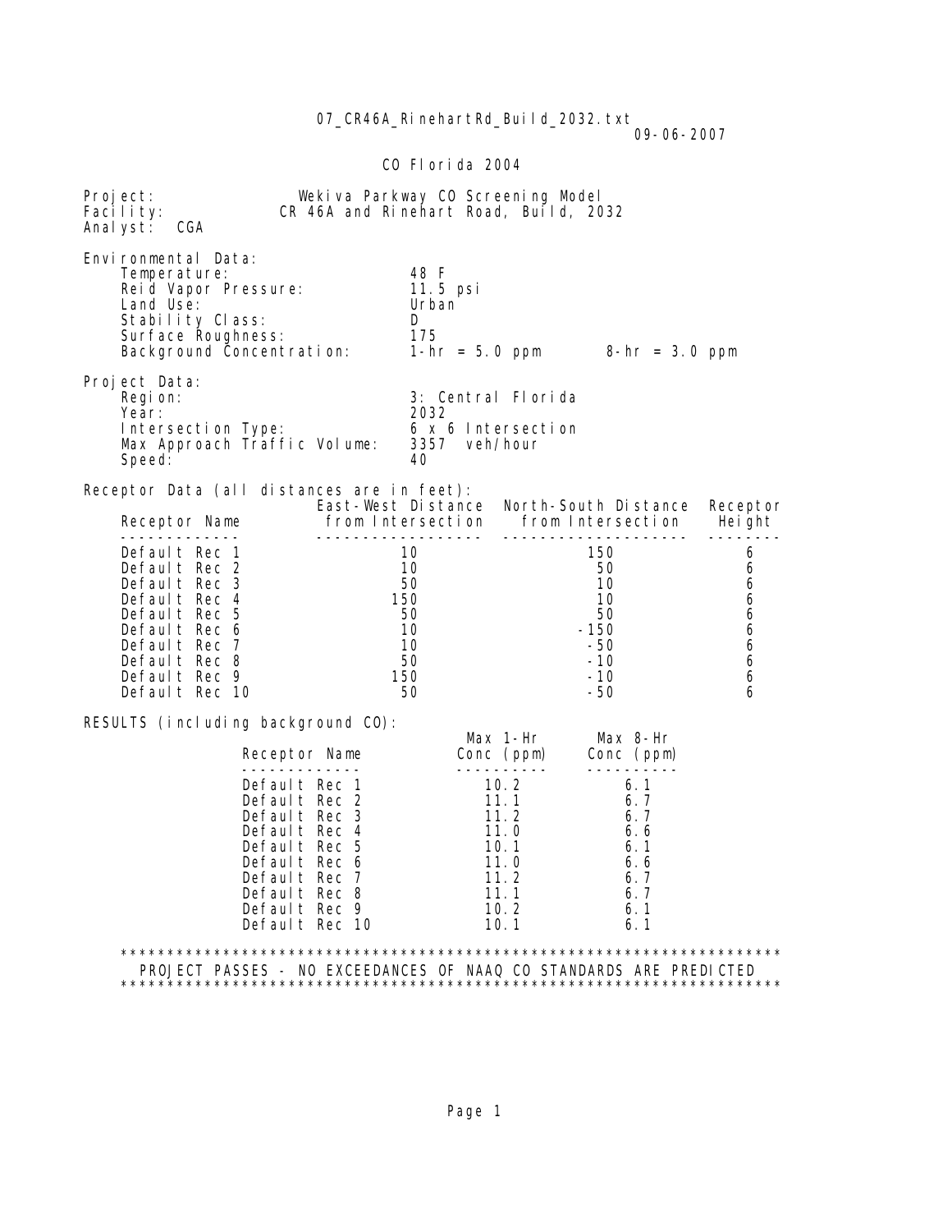07_CR46A_RinehartRd_Build_2032.txt

09-06-2007

CO Florida 2004

Project: Wekiva Parkway CO Screening Model
Facility: CR 46A and Rinehart Road, Build, 2032
Analyst: CGA

Environmental Data:

| | |
|---|---|
| Temperature: | 48 F |
| Reid Vapor Pressure: | 11.5 psi |
| Land Use: | Urban |
| Stability Class: | D |
| Surface Roughness: | 175 |
| Background Concentration: | 1-hr = 5.0 ppm 8-hr = 3.0 ppm |

Project Data:

| | |
|---|---|
| Region: | 3: Central Florida |
| Year: | 2032 |
| Intersection Type: | 6 x 6 Intersection |
| Max Approach Traffic Volume: | 3357 veh/hour |
| Speed: | 40 |

Receptor Data (all distances are in feet):

| Receptor Name | East-West Distance from Intersection | North-South Distance from Intersection | Receptor Height |
|---|---|---|---|
| Default Rec 1 | 10 | 150 | 6 |
| Default Rec 2 | 10 | 50 | 6 |
| Default Rec 3 | 50 | 10 | 6 |
| Default Rec 4 | 150 | 10 | 6 |
| Default Rec 5 | 50 | 50 | 6 |
| Default Rec 6 | 10 | -150 | 6 |
| Default Rec 7 | 10 | -50 | 6 |
| Default Rec 8 | 50 | -10 | 6 |
| Default Rec 9 | 150 | -10 | 6 |
| Default Rec 10 | 50 | -50 | 6 |

RESULTS (including background CO):

| Receptor Name | Max 1-Hr Conc (ppm) | Max 8-Hr Conc (ppm) |
|---|---|---|
| Default Rec 1 | 10.2 | 6.1 |
| Default Rec 2 | 11.1 | 6.7 |
| Default Rec 3 | 11.2 | 6.7 |
| Default Rec 4 | 11.0 | 6.6 |
| Default Rec 5 | 10.1 | 6.1 |
| Default Rec 6 | 11.0 | 6.6 |
| Default Rec 7 | 11.2 | 6.7 |
| Default Rec 8 | 11.1 | 6.7 |
| Default Rec 9 | 10.2 | 6.1 |
| Default Rec 10 | 10.1 | 6.1 |

```
*************************************************************************
 PROJECT PASSES - NO EXCEEDANCES OF NAAQ CO STANDARDS ARE PREDICTED
*************************************************************************
```